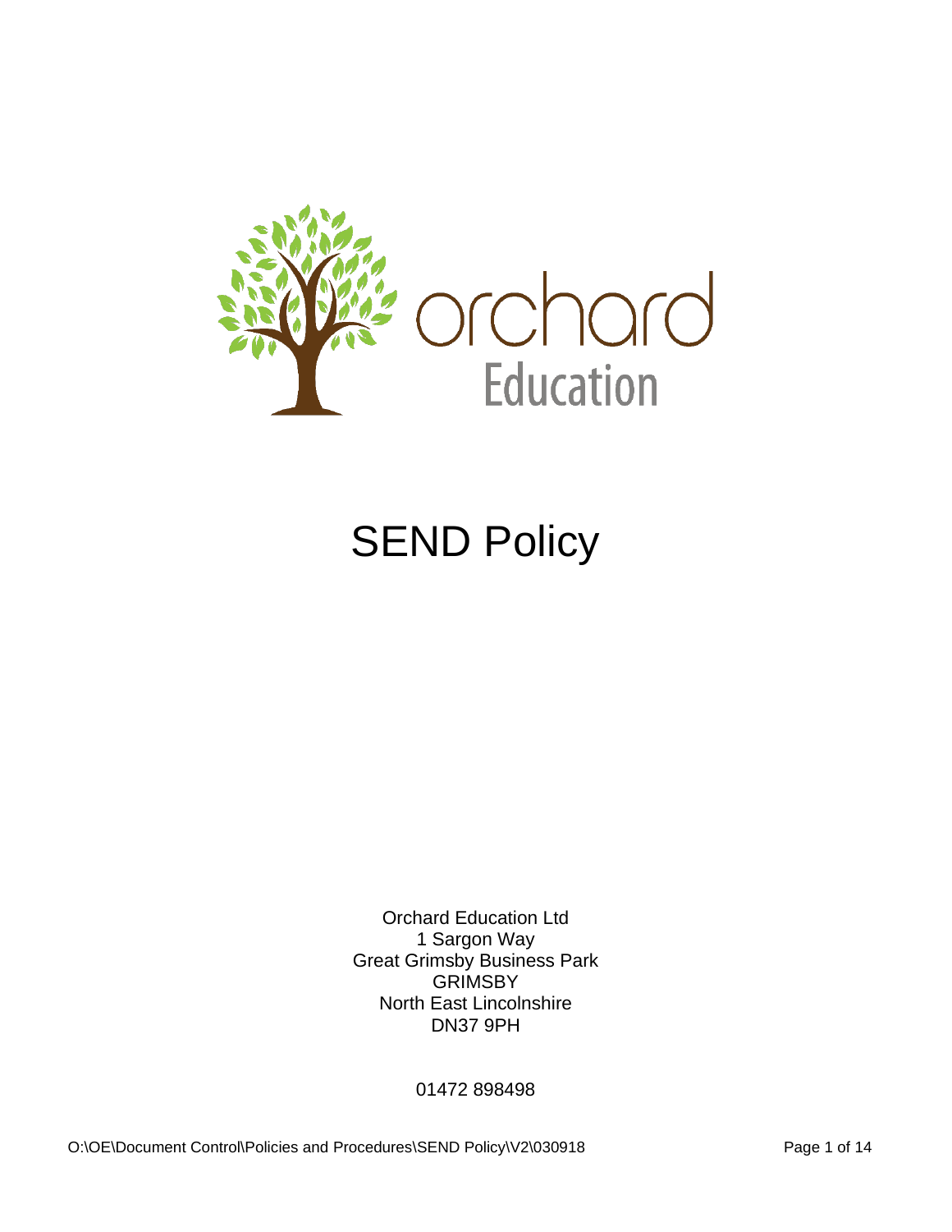orchard Education

# SEND Policy

Orchard Education Ltd
1 Sargon Way
Great Grimsby Business Park
GRIMSBY
North East Lincolnshire
DN37 9PH

01472 898498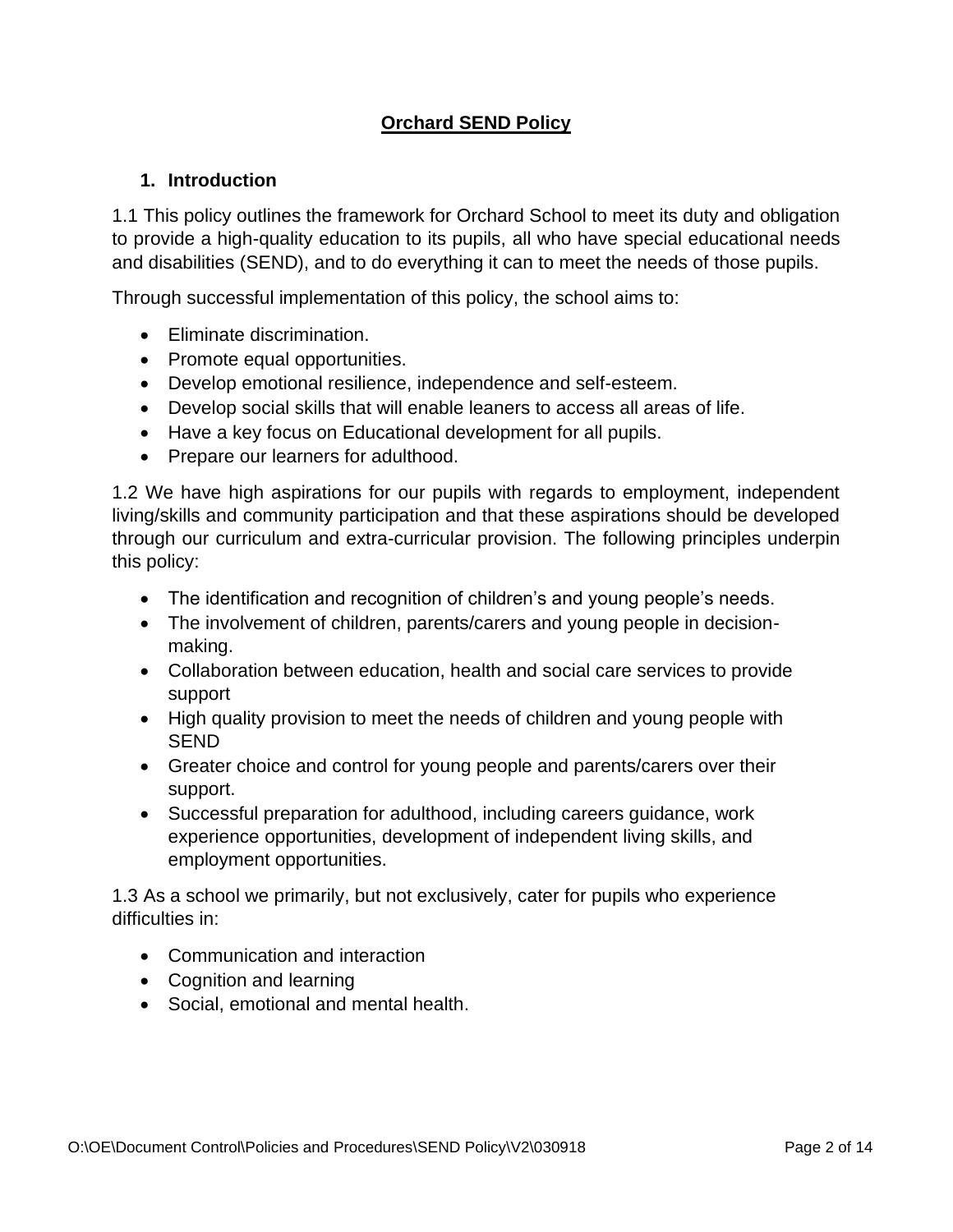# Orchard SEND Policy

## 1. Introduction

1.1 This policy outlines the framework for Orchard School to meet its duty and obligation to provide a high-quality education to its pupils, all who have special educational needs and disabilities (SEND), and to do everything it can to meet the needs of those pupils.

Through successful implementation of this policy, the school aims to:

- Eliminate discrimination.
- Promote equal opportunities.
- Develop emotional resilience, independence and self-esteem.
- Develop social skills that will enable leaners to access all areas of life.
- Have a key focus on Educational development for all pupils.
- Prepare our learners for adulthood.

1.2 We have high aspirations for our pupils with regards to employment, independent living/skills and community participation and that these aspirations should be developed through our curriculum and extra-curricular provision. The following principles underpin this policy:

- The identification and recognition of children's and young people's needs.
- The involvement of children, parents/carers and young people in decision-making.
- Collaboration between education, health and social care services to provide support
- High quality provision to meet the needs of children and young people with SEND
- Greater choice and control for young people and parents/carers over their support.
- Successful preparation for adulthood, including careers guidance, work experience opportunities, development of independent living skills, and employment opportunities.

1.3 As a school we primarily, but not exclusively, cater for pupils who experience difficulties in:

- Communication and interaction
- Cognition and learning
- Social, emotional and mental health.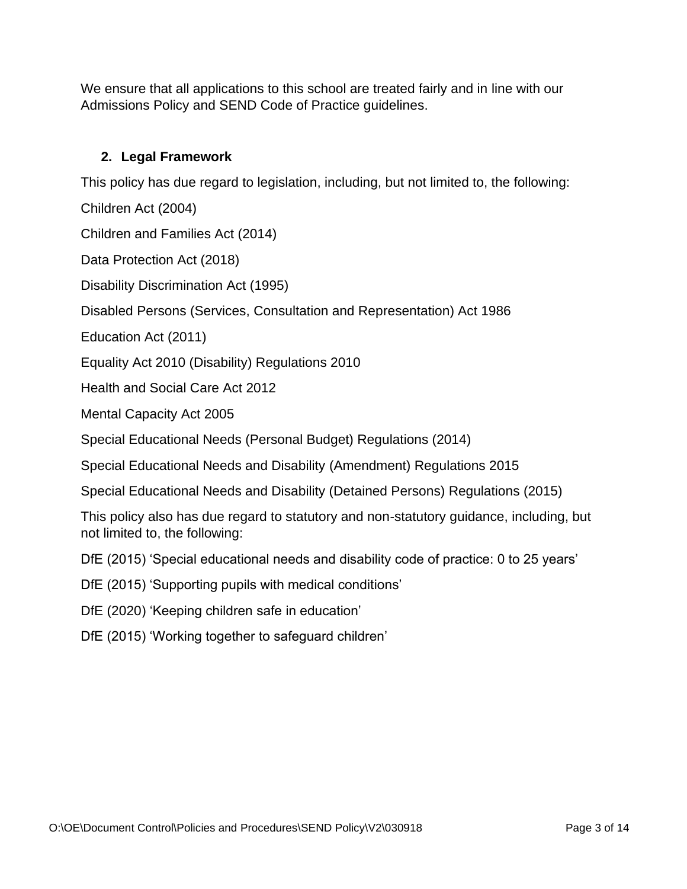We ensure that all applications to this school are treated fairly and in line with our Admissions Policy and SEND Code of Practice guidelines.

## 2. Legal Framework

This policy has due regard to legislation, including, but not limited to, the following:

Children Act (2004)

Children and Families Act (2014)

Data Protection Act (2018)

Disability Discrimination Act (1995)

Disabled Persons (Services, Consultation and Representation) Act 1986

Education Act (2011)

Equality Act 2010 (Disability) Regulations 2010

Health and Social Care Act 2012

Mental Capacity Act 2005

Special Educational Needs (Personal Budget) Regulations (2014)

Special Educational Needs and Disability (Amendment) Regulations 2015

Special Educational Needs and Disability (Detained Persons) Regulations (2015)

This policy also has due regard to statutory and non-statutory guidance, including, but not limited to, the following:

DfE (2015) 'Special educational needs and disability code of practice: 0 to 25 years'

DfE (2015) 'Supporting pupils with medical conditions'

DfE (2020) 'Keeping children safe in education'

DfE (2015) 'Working together to safeguard children'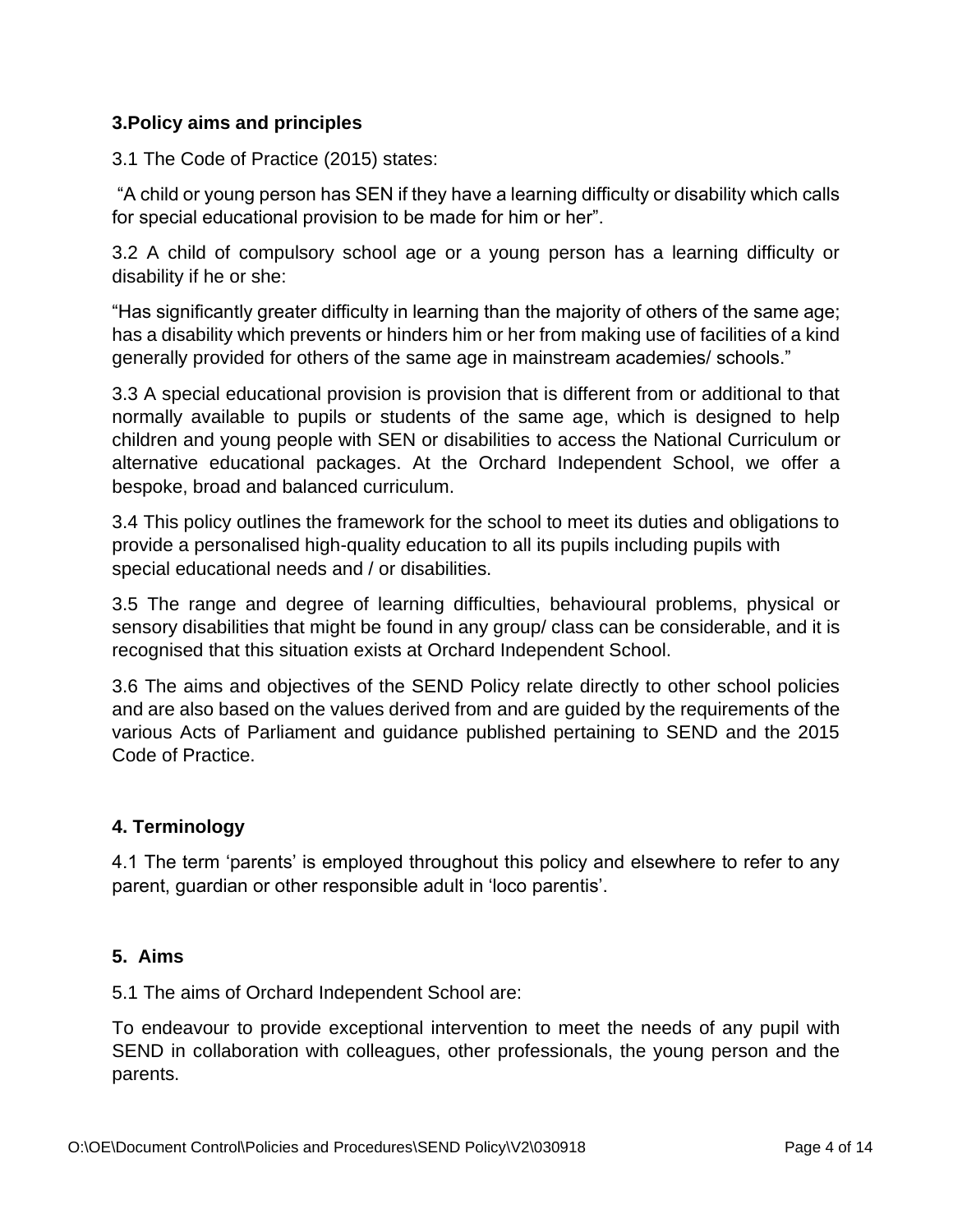## 3.Policy aims and principles

3.1 The Code of Practice (2015) states:

"A child or young person has SEN if they have a learning difficulty or disability which calls for special educational provision to be made for him or her".

3.2 A child of compulsory school age or a young person has a learning difficulty or disability if he or she:

"Has significantly greater difficulty in learning than the majority of others of the same age; has a disability which prevents or hinders him or her from making use of facilities of a kind generally provided for others of the same age in mainstream academies/ schools."

3.3 A special educational provision is provision that is different from or additional to that normally available to pupils or students of the same age, which is designed to help children and young people with SEN or disabilities to access the National Curriculum or alternative educational packages. At the Orchard Independent School, we offer a bespoke, broad and balanced curriculum.

3.4 This policy outlines the framework for the school to meet its duties and obligations to provide a personalised high-quality education to all its pupils including pupils with special educational needs and / or disabilities.

3.5 The range and degree of learning difficulties, behavioural problems, physical or sensory disabilities that might be found in any group/ class can be considerable, and it is recognised that this situation exists at Orchard Independent School.

3.6 The aims and objectives of the SEND Policy relate directly to other school policies and are also based on the values derived from and are guided by the requirements of the various Acts of Parliament and guidance published pertaining to SEND and the 2015 Code of Practice.

## 4. Terminology

4.1 The term 'parents' is employed throughout this policy and elsewhere to refer to any parent, guardian or other responsible adult in 'loco parentis'.

## 5. Aims

5.1 The aims of Orchard Independent School are:

To endeavour to provide exceptional intervention to meet the needs of any pupil with SEND in collaboration with colleagues, other professionals, the young person and the parents.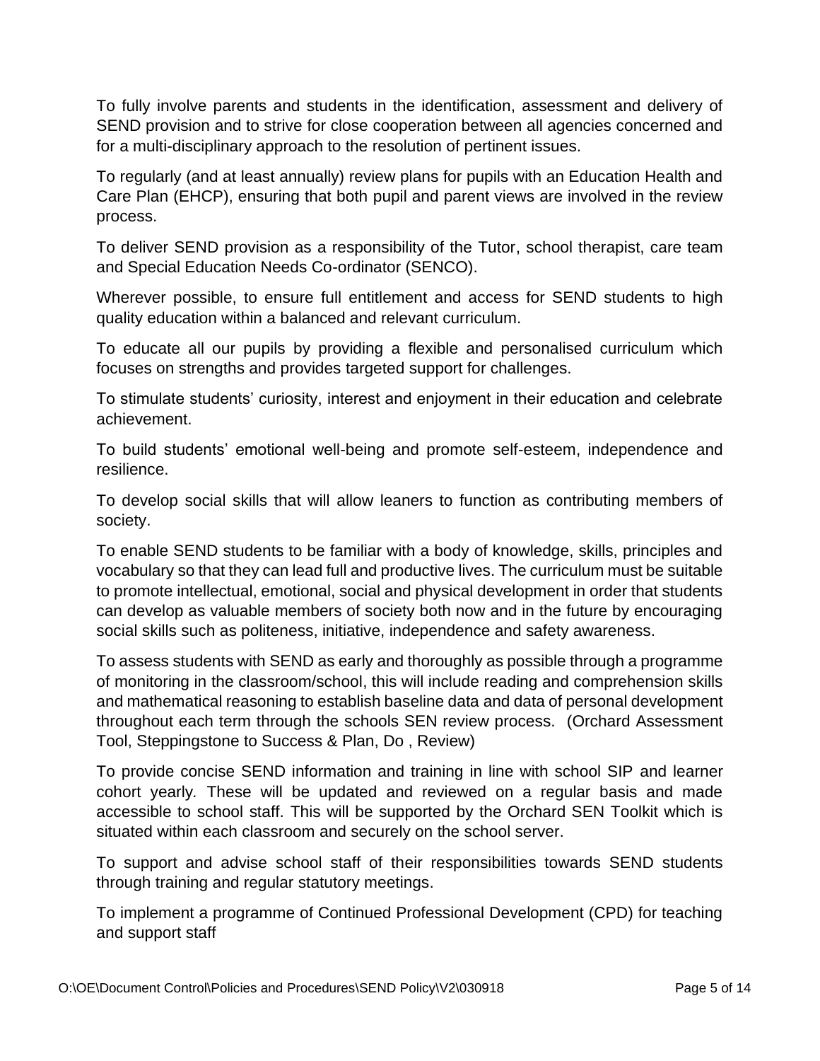To fully involve parents and students in the identification, assessment and delivery of SEND provision and to strive for close cooperation between all agencies concerned and for a multi-disciplinary approach to the resolution of pertinent issues.

To regularly (and at least annually) review plans for pupils with an Education Health and Care Plan (EHCP), ensuring that both pupil and parent views are involved in the review process.

To deliver SEND provision as a responsibility of the Tutor, school therapist, care team and Special Education Needs Co-ordinator (SENCO).

Wherever possible, to ensure full entitlement and access for SEND students to high quality education within a balanced and relevant curriculum.

To educate all our pupils by providing a flexible and personalised curriculum which focuses on strengths and provides targeted support for challenges.

To stimulate students' curiosity, interest and enjoyment in their education and celebrate achievement.

To build students' emotional well-being and promote self-esteem, independence and resilience.

To develop social skills that will allow leaners to function as contributing members of society.

To enable SEND students to be familiar with a body of knowledge, skills, principles and vocabulary so that they can lead full and productive lives. The curriculum must be suitable to promote intellectual, emotional, social and physical development in order that students can develop as valuable members of society both now and in the future by encouraging social skills such as politeness, initiative, independence and safety awareness.

To assess students with SEND as early and thoroughly as possible through a programme of monitoring in the classroom/school, this will include reading and comprehension skills and mathematical reasoning to establish baseline data and data of personal development throughout each term through the schools SEN review process. (Orchard Assessment Tool, Steppingstone to Success & Plan, Do , Review)

To provide concise SEND information and training in line with school SIP and learner cohort yearly. These will be updated and reviewed on a regular basis and made accessible to school staff. This will be supported by the Orchard SEN Toolkit which is situated within each classroom and securely on the school server.

To support and advise school staff of their responsibilities towards SEND students through training and regular statutory meetings.

To implement a programme of Continued Professional Development (CPD) for teaching and support staff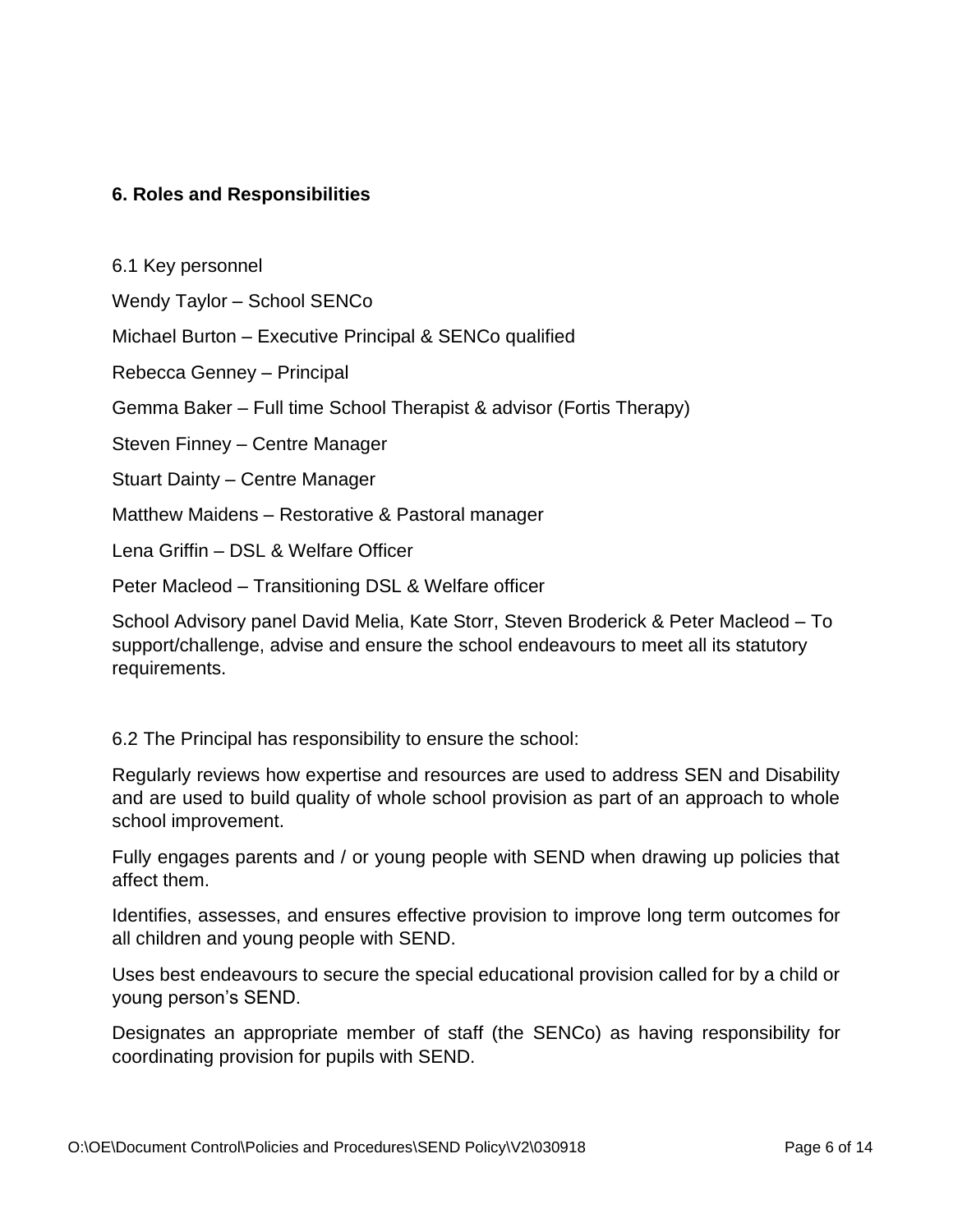## 6. Roles and Responsibilities

6.1 Key personnel

Wendy Taylor – School SENCo

Michael Burton – Executive Principal & SENCo qualified

Rebecca Genney – Principal

Gemma Baker – Full time School Therapist & advisor (Fortis Therapy)

Steven Finney – Centre Manager

Stuart Dainty – Centre Manager

Matthew Maidens – Restorative & Pastoral manager

Lena Griffin – DSL & Welfare Officer

Peter Macleod – Transitioning DSL & Welfare officer

School Advisory panel David Melia, Kate Storr, Steven Broderick & Peter Macleod – To support/challenge, advise and ensure the school endeavours to meet all its statutory requirements.

6.2 The Principal has responsibility to ensure the school:

Regularly reviews how expertise and resources are used to address SEN and Disability and are used to build quality of whole school provision as part of an approach to whole school improvement.

Fully engages parents and / or young people with SEND when drawing up policies that affect them.

Identifies, assesses, and ensures effective provision to improve long term outcomes for all children and young people with SEND.

Uses best endeavours to secure the special educational provision called for by a child or young person's SEND.

Designates an appropriate member of staff (the SENCo) as having responsibility for coordinating provision for pupils with SEND.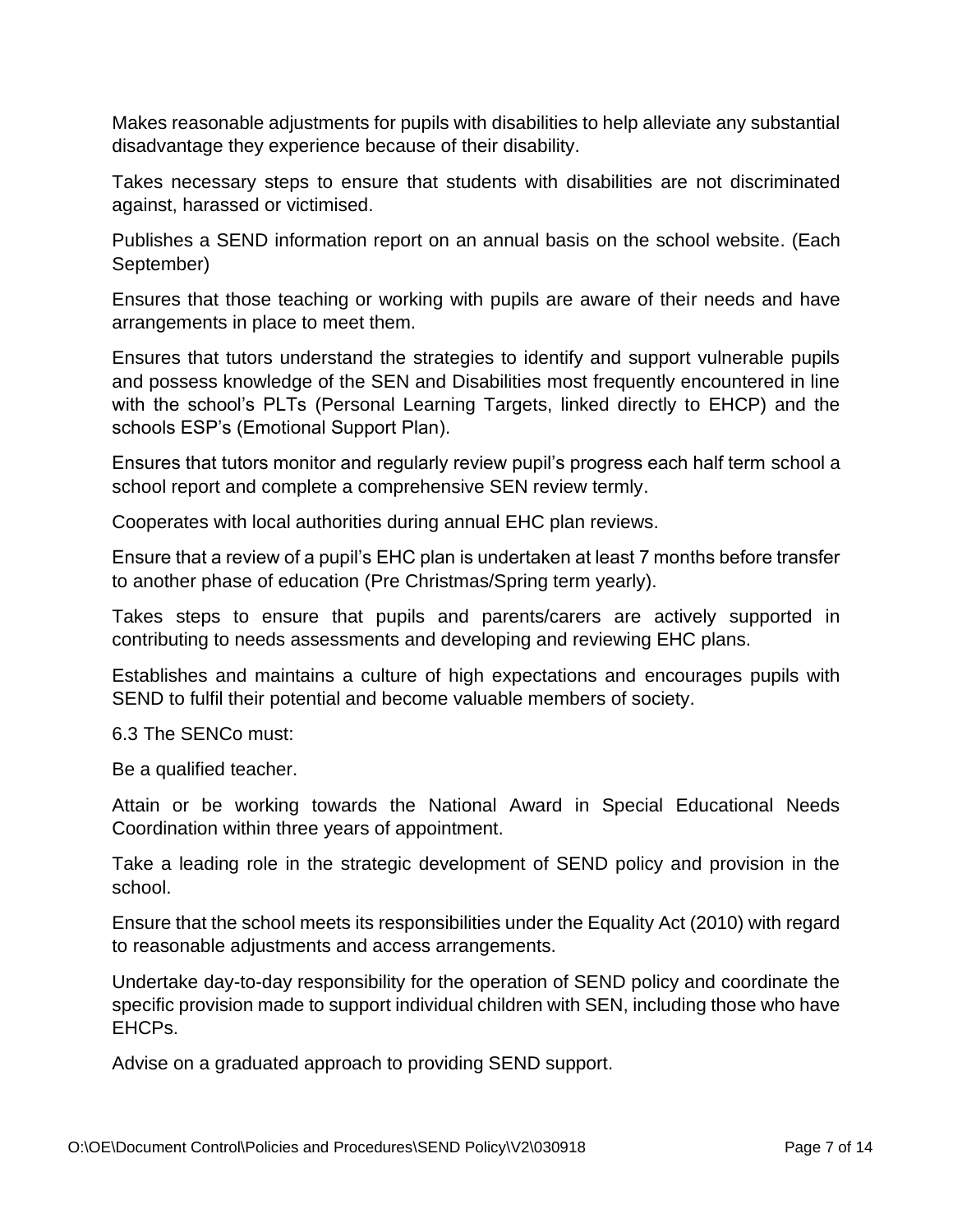Makes reasonable adjustments for pupils with disabilities to help alleviate any substantial disadvantage they experience because of their disability.

Takes necessary steps to ensure that students with disabilities are not discriminated against, harassed or victimised.

Publishes a SEND information report on an annual basis on the school website. (Each September)

Ensures that those teaching or working with pupils are aware of their needs and have arrangements in place to meet them.

Ensures that tutors understand the strategies to identify and support vulnerable pupils and possess knowledge of the SEN and Disabilities most frequently encountered in line with the school's PLTs (Personal Learning Targets, linked directly to EHCP) and the schools ESP's (Emotional Support Plan).

Ensures that tutors monitor and regularly review pupil's progress each half term school a school report and complete a comprehensive SEN review termly.

Cooperates with local authorities during annual EHC plan reviews.

Ensure that a review of a pupil's EHC plan is undertaken at least 7 months before transfer to another phase of education (Pre Christmas/Spring term yearly).

Takes steps to ensure that pupils and parents/carers are actively supported in contributing to needs assessments and developing and reviewing EHC plans.

Establishes and maintains a culture of high expectations and encourages pupils with SEND to fulfil their potential and become valuable members of society.

6.3 The SENCo must:

Be a qualified teacher.

Attain or be working towards the National Award in Special Educational Needs Coordination within three years of appointment.

Take a leading role in the strategic development of SEND policy and provision in the school.

Ensure that the school meets its responsibilities under the Equality Act (2010) with regard to reasonable adjustments and access arrangements.

Undertake day-to-day responsibility for the operation of SEND policy and coordinate the specific provision made to support individual children with SEN, including those who have EHCPs.

Advise on a graduated approach to providing SEND support.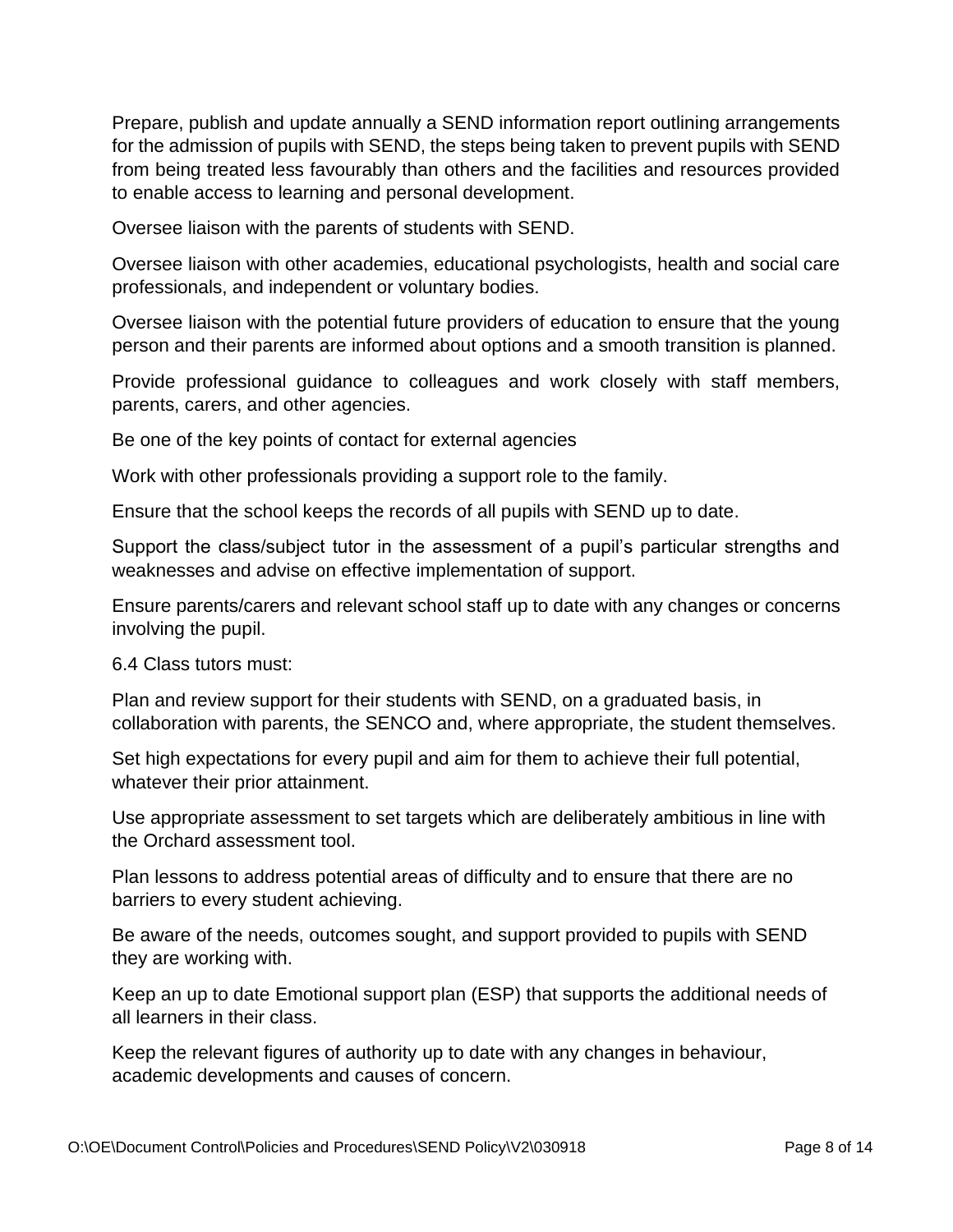Prepare, publish and update annually a SEND information report outlining arrangements for the admission of pupils with SEND, the steps being taken to prevent pupils with SEND from being treated less favourably than others and the facilities and resources provided to enable access to learning and personal development.

Oversee liaison with the parents of students with SEND.

Oversee liaison with other academies, educational psychologists, health and social care professionals, and independent or voluntary bodies.

Oversee liaison with the potential future providers of education to ensure that the young person and their parents are informed about options and a smooth transition is planned.

Provide professional guidance to colleagues and work closely with staff members, parents, carers, and other agencies.

Be one of the key points of contact for external agencies

Work with other professionals providing a support role to the family.

Ensure that the school keeps the records of all pupils with SEND up to date.

Support the class/subject tutor in the assessment of a pupil's particular strengths and weaknesses and advise on effective implementation of support.

Ensure parents/carers and relevant school staff up to date with any changes or concerns involving the pupil.

6.4 Class tutors must:

Plan and review support for their students with SEND, on a graduated basis, in collaboration with parents, the SENCO and, where appropriate, the student themselves.

Set high expectations for every pupil and aim for them to achieve their full potential, whatever their prior attainment.

Use appropriate assessment to set targets which are deliberately ambitious in line with the Orchard assessment tool.

Plan lessons to address potential areas of difficulty and to ensure that there are no barriers to every student achieving.

Be aware of the needs, outcomes sought, and support provided to pupils with SEND they are working with.

Keep an up to date Emotional support plan (ESP) that supports the additional needs of all learners in their class.

Keep the relevant figures of authority up to date with any changes in behaviour, academic developments and causes of concern.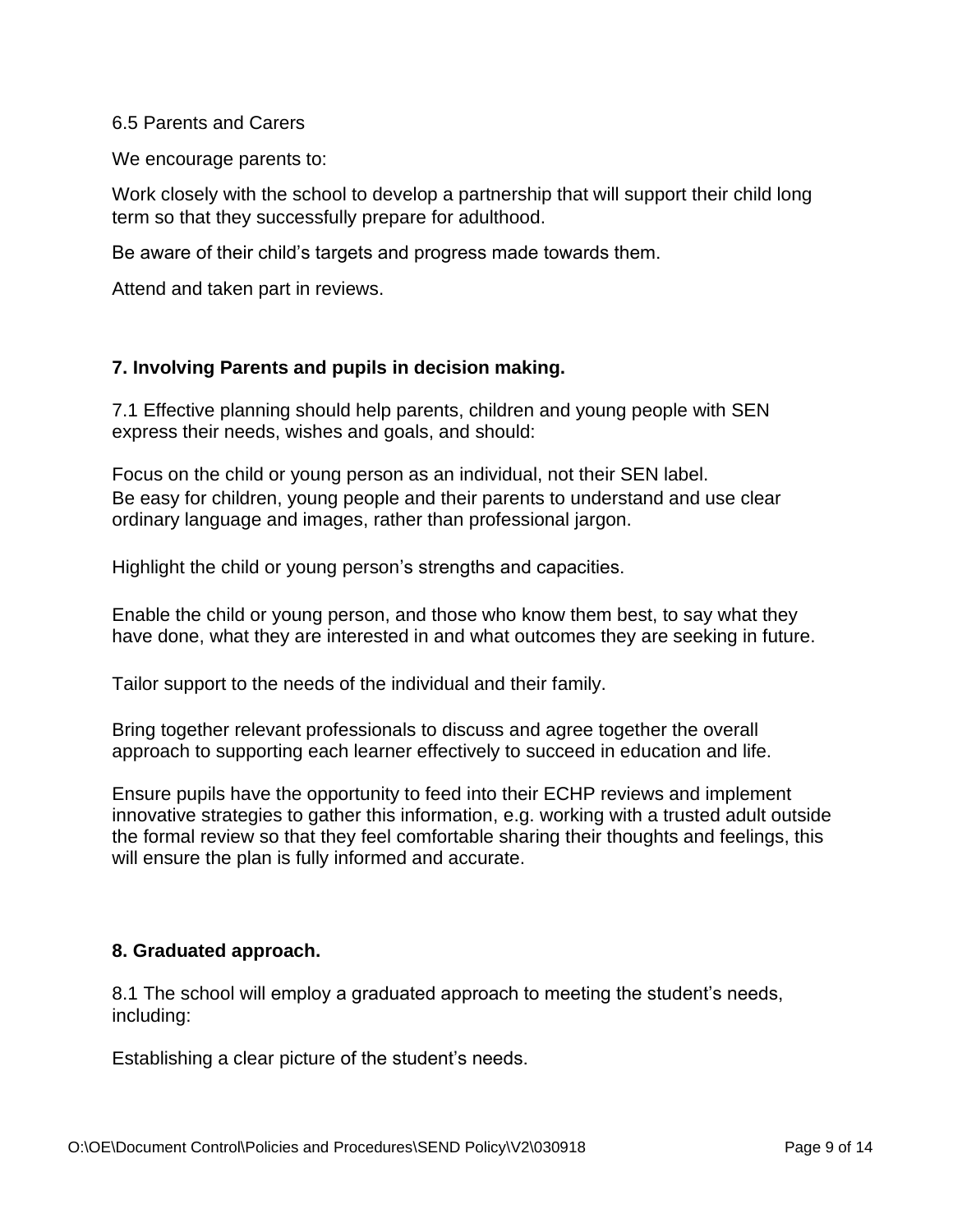6.5 Parents and Carers

We encourage parents to:

Work closely with the school to develop a partnership that will support their child long term so that they successfully prepare for adulthood.

Be aware of their child's targets and progress made towards them.

Attend and taken part in reviews.

**7. Involving Parents and pupils in decision making.**

7.1 Effective planning should help parents, children and young people with SEN express their needs, wishes and goals, and should:

Focus on the child or young person as an individual, not their SEN label.
Be easy for children, young people and their parents to understand and use clear ordinary language and images, rather than professional jargon.

Highlight the child or young person's strengths and capacities.

Enable the child or young person, and those who know them best, to say what they have done, what they are interested in and what outcomes they are seeking in future.

Tailor support to the needs of the individual and their family.

Bring together relevant professionals to discuss and agree together the overall approach to supporting each learner effectively to succeed in education and life.

Ensure pupils have the opportunity to feed into their ECHP reviews and implement innovative strategies to gather this information, e.g. working with a trusted adult outside the formal review so that they feel comfortable sharing their thoughts and feelings, this will ensure the plan is fully informed and accurate.

**8. Graduated approach.**

8.1 The school will employ a graduated approach to meeting the student's needs, including:

Establishing a clear picture of the student's needs.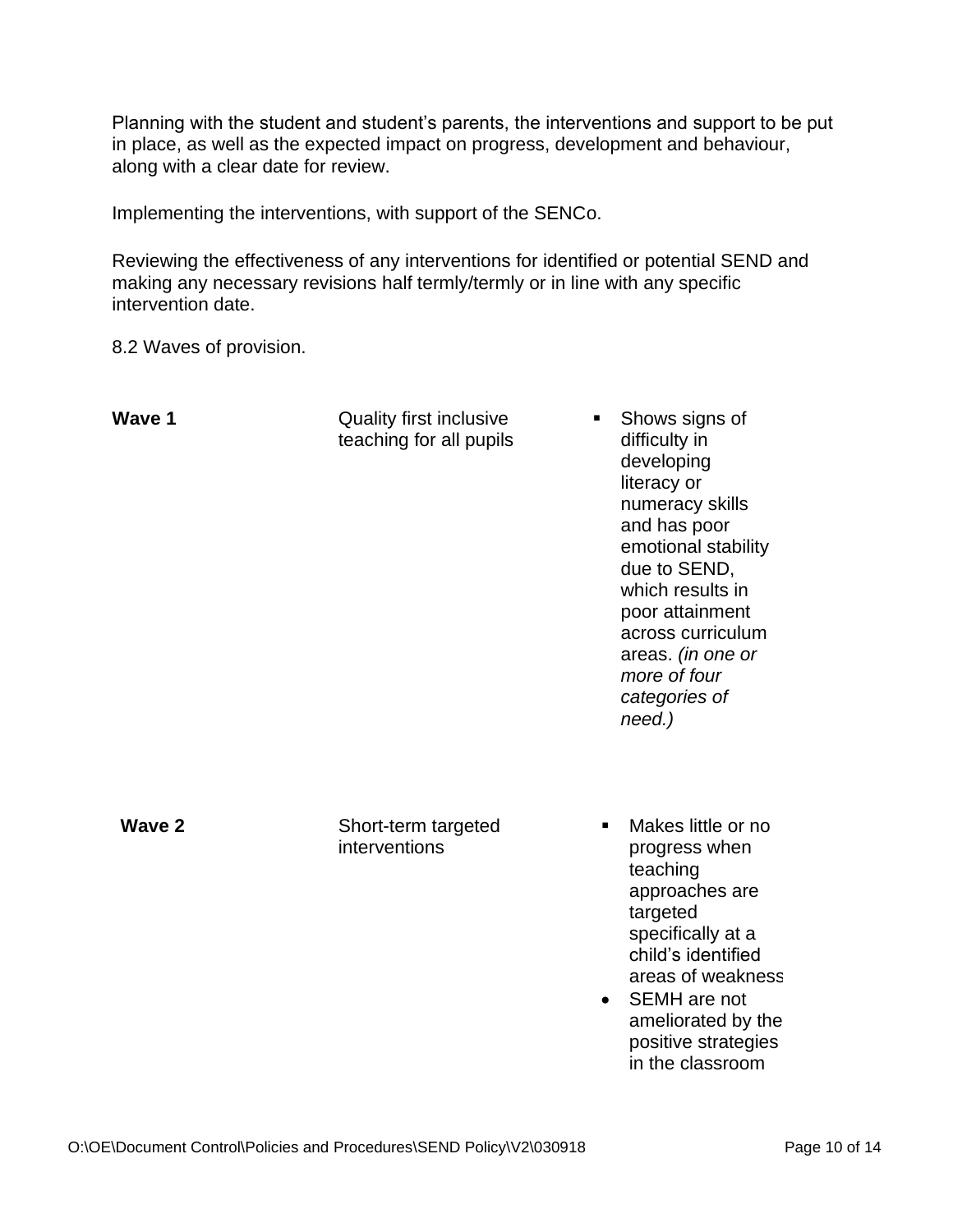Planning with the student and student's parents, the interventions and support to be put in place, as well as the expected impact on progress, development and behaviour, along with a clear date for review.

Implementing the interventions, with support of the SENCo.

Reviewing the effectiveness of any interventions for identified or potential SEND and making any necessary revisions half termly/termly or in line with any specific intervention date.

8.2 Waves of provision.

| | | |
|---|---|---|
| **Wave 1** | Quality first inclusive teaching for all pupils | ▪ Shows signs of difficulty in developing literacy or numeracy skills and has poor emotional stability due to SEND, which results in poor attainment across curriculum areas. *(in one or more of four categories of need.)* |
| **Wave 2** | Short-term targeted interventions | ▪ Makes little or no progress when teaching approaches are targeted specifically at a child's identified areas of weakness<br>• SEMH are not ameliorated by the positive strategies in the classroom |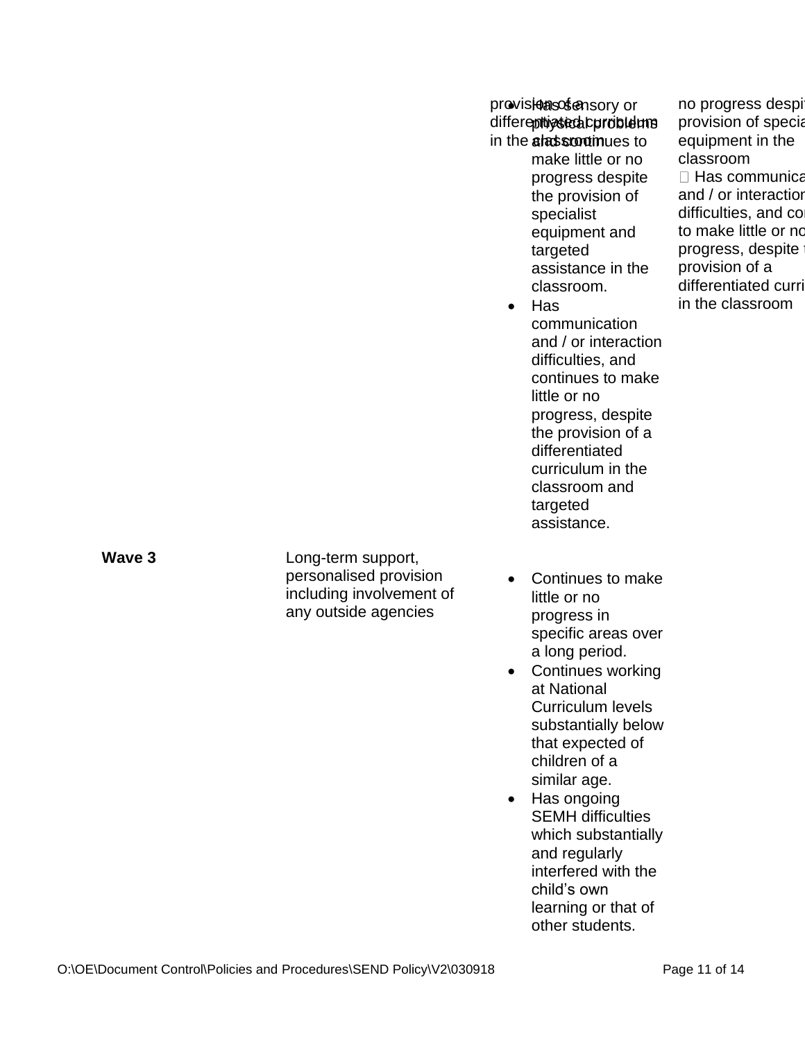| | | | |
|---|---|---|---|
| | | provisions of a differentiated curriculum in the classroom<br>• Has sensory or physical problems and continues to make little or no progress despite the provision of specialist equipment and targeted assistance in the classroom.<br>• Has communication and / or interaction difficulties, and continues to make little or no progress, despite the provision of a differentiated curriculum in the classroom and targeted assistance. | no progress despite provision of special equipment in the classroom<br> Has communication and / or interaction difficulties, and continues to make little or no progress, despite the provision of a differentiated curriculum in the classroom |
| **Wave 3** | Long-term support, personalised provision including involvement of any outside agencies | • Continues to make little or no progress in specific areas over a long period.<br>• Continues working at National Curriculum levels substantially below that expected of children of a similar age.<br>• Has ongoing SEMH difficulties which substantially and regularly interfered with the child's own learning or that of other students. | |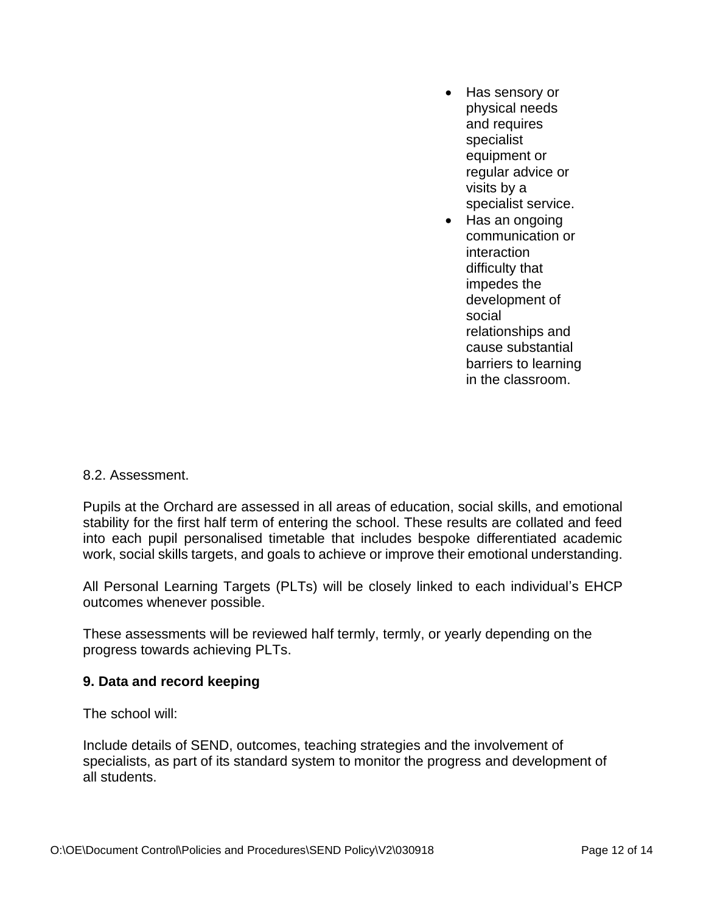- Has sensory or physical needs and requires specialist equipment or regular advice or visits by a specialist service.
- Has an ongoing communication or interaction difficulty that impedes the development of social relationships and cause substantial barriers to learning in the classroom.

8.2. Assessment.

Pupils at the Orchard are assessed in all areas of education, social skills, and emotional stability for the first half term of entering the school. These results are collated and feed into each pupil personalised timetable that includes bespoke differentiated academic work, social skills targets, and goals to achieve or improve their emotional understanding.

All Personal Learning Targets (PLTs) will be closely linked to each individual's EHCP outcomes whenever possible.

These assessments will be reviewed half termly, termly, or yearly depending on the progress towards achieving PLTs.

**9. Data and record keeping**

The school will:

Include details of SEND, outcomes, teaching strategies and the involvement of specialists, as part of its standard system to monitor the progress and development of all students.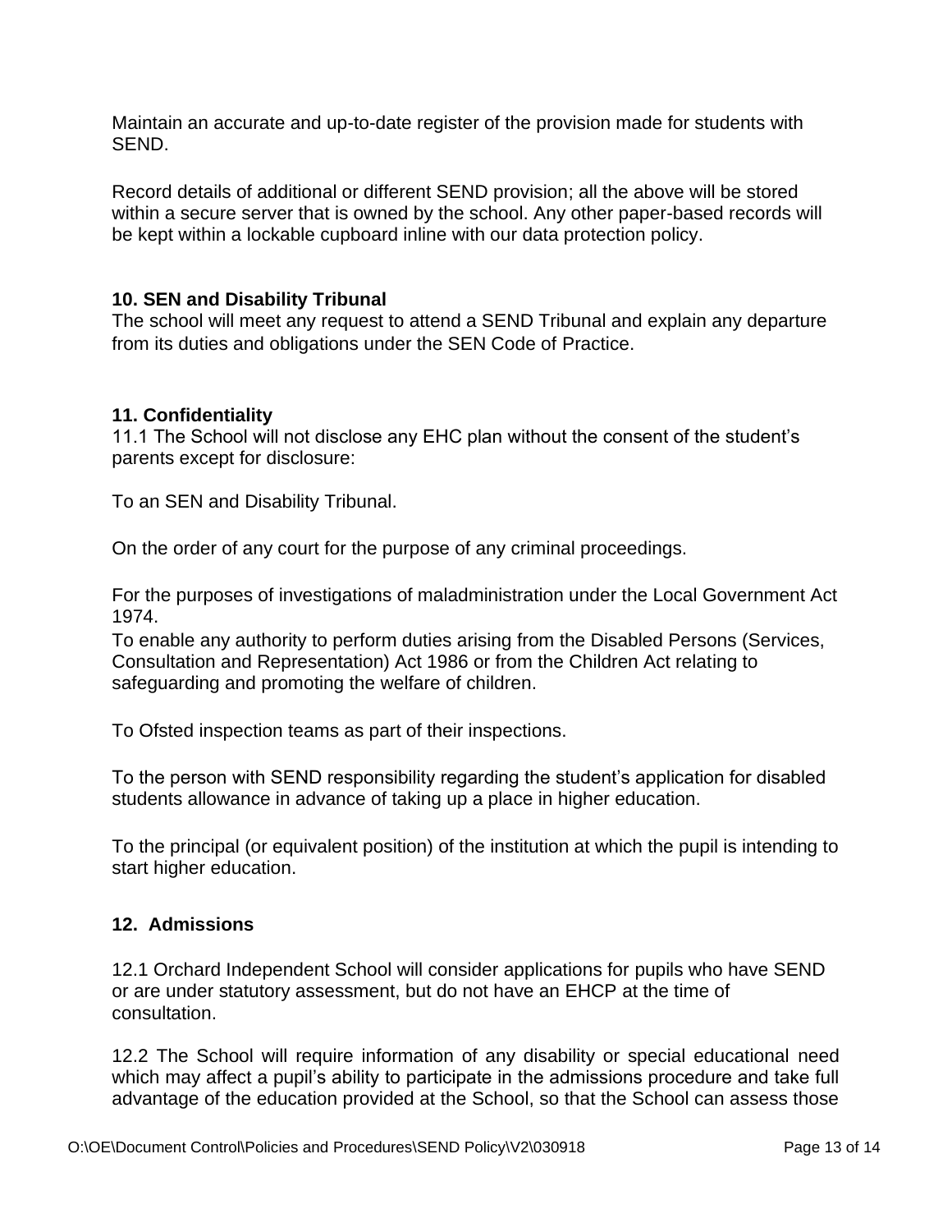Maintain an accurate and up-to-date register of the provision made for students with SEND.

Record details of additional or different SEND provision; all the above will be stored within a secure server that is owned by the school. Any other paper-based records will be kept within a lockable cupboard inline with our data protection policy.

### 10. SEN and Disability Tribunal

The school will meet any request to attend a SEND Tribunal and explain any departure from its duties and obligations under the SEN Code of Practice.

### 11. Confidentiality

11.1 The School will not disclose any EHC plan without the consent of the student's parents except for disclosure:

To an SEN and Disability Tribunal.

On the order of any court for the purpose of any criminal proceedings.

For the purposes of investigations of maladministration under the Local Government Act 1974.
To enable any authority to perform duties arising from the Disabled Persons (Services, Consultation and Representation) Act 1986 or from the Children Act relating to safeguarding and promoting the welfare of children.

To Ofsted inspection teams as part of their inspections.

To the person with SEND responsibility regarding the student's application for disabled students allowance in advance of taking up a place in higher education.

To the principal (or equivalent position) of the institution at which the pupil is intending to start higher education.

### 12. Admissions

12.1 Orchard Independent School will consider applications for pupils who have SEND or are under statutory assessment, but do not have an EHCP at the time of consultation.

12.2 The School will require information of any disability or special educational need which may affect a pupil's ability to participate in the admissions procedure and take full advantage of the education provided at the School, so that the School can assess those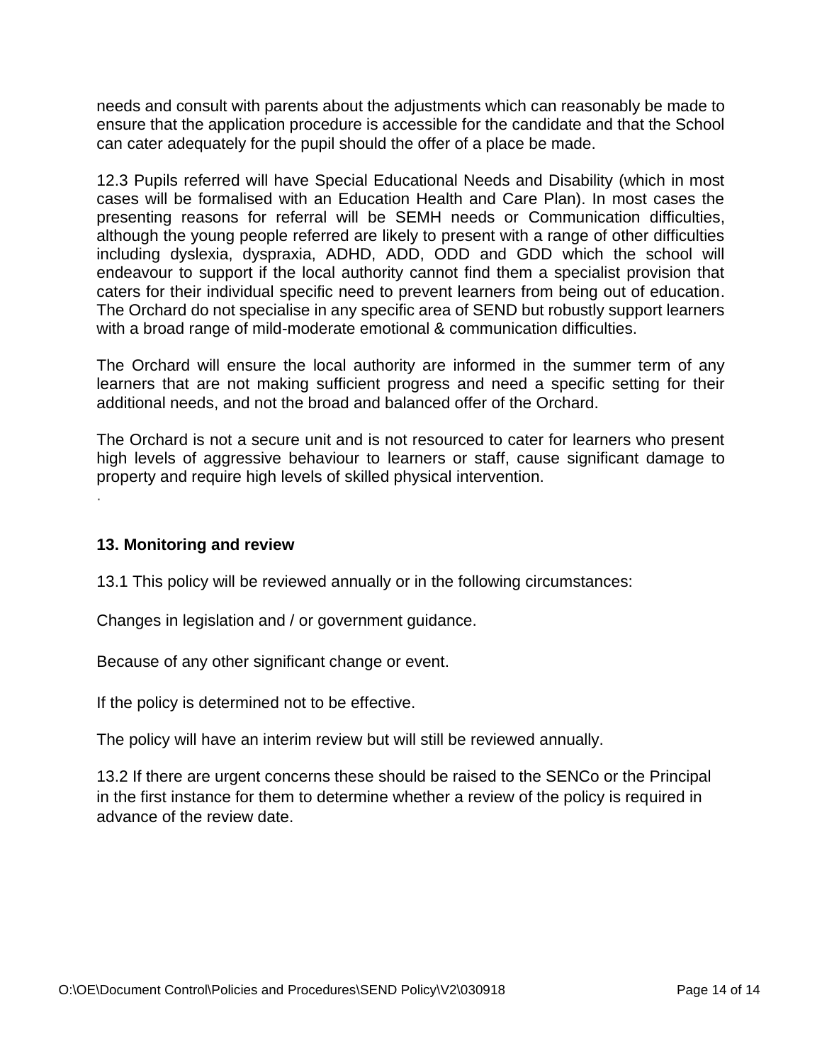needs and consult with parents about the adjustments which can reasonably be made to ensure that the application procedure is accessible for the candidate and that the School can cater adequately for the pupil should the offer of a place be made.

12.3 Pupils referred will have Special Educational Needs and Disability (which in most cases will be formalised with an Education Health and Care Plan). In most cases the presenting reasons for referral will be SEMH needs or Communication difficulties, although the young people referred are likely to present with a range of other difficulties including dyslexia, dyspraxia, ADHD, ADD, ODD and GDD which the school will endeavour to support if the local authority cannot find them a specialist provision that caters for their individual specific need to prevent learners from being out of education. The Orchard do not specialise in any specific area of SEND but robustly support learners with a broad range of mild-moderate emotional & communication difficulties.

The Orchard will ensure the local authority are informed in the summer term of any learners that are not making sufficient progress and need a specific setting for their additional needs, and not the broad and balanced offer of the Orchard.

The Orchard is not a secure unit and is not resourced to cater for learners who present high levels of aggressive behaviour to learners or staff, cause significant damage to property and require high levels of skilled physical intervention.

.

**13. Monitoring and review**

13.1 This policy will be reviewed annually or in the following circumstances:

Changes in legislation and / or government guidance.

Because of any other significant change or event.

If the policy is determined not to be effective.

The policy will have an interim review but will still be reviewed annually.

13.2 If there are urgent concerns these should be raised to the SENCo or the Principal in the first instance for them to determine whether a review of the policy is required in advance of the review date.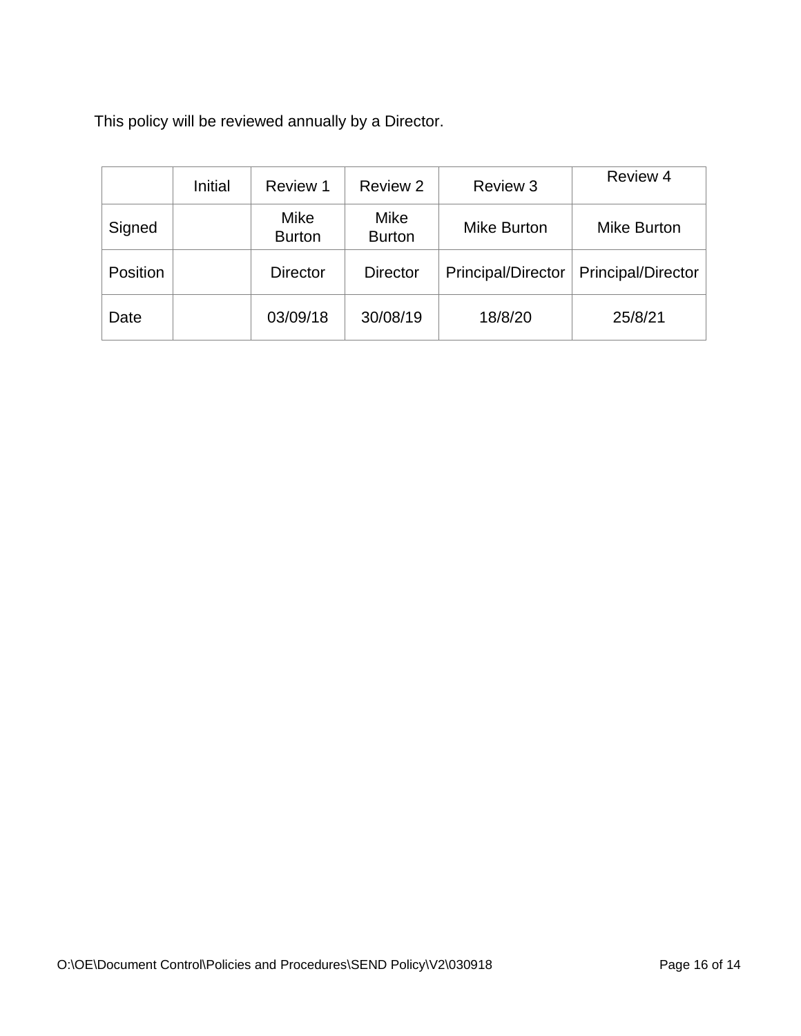This policy will be reviewed annually by a Director.

| | Initial | Review 1 | Review 2 | Review 3 | Review 4 |
|---|---|---|---|---|---|
| Signed | | Mike Burton | Mike Burton | Mike Burton | Mike Burton |
| Position | | Director | Director | Principal/Director | Principal/Director |
| Date | | 03/09/18 | 30/08/19 | 18/8/20 | 25/8/21 |